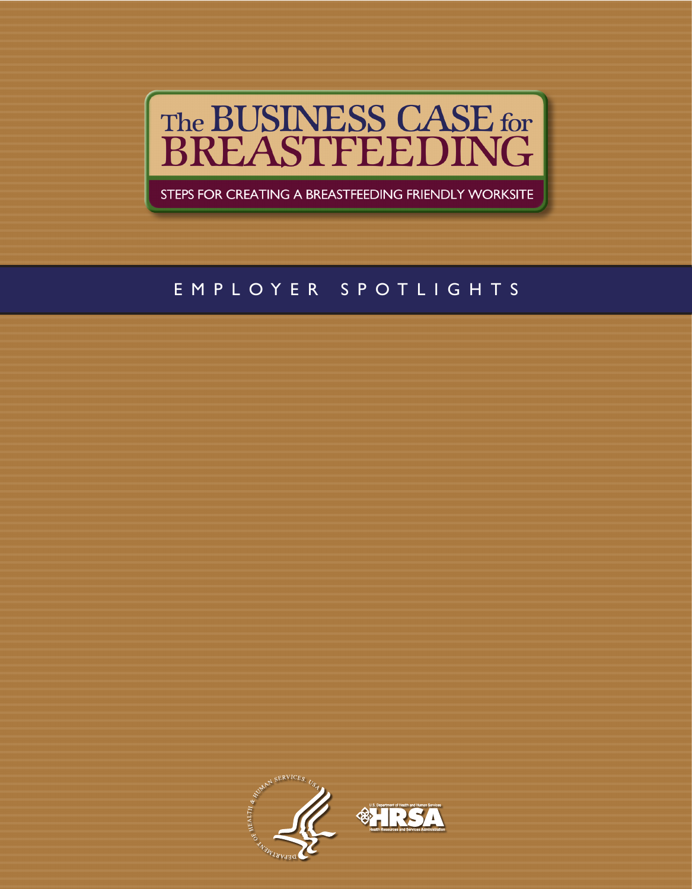# The BUSINESS CASE for BREASTFEEDING

STEPS FOR CREATING A BREASTFEEDING FRIENDLY WORKSITE

## EMPLOYER SPOTLIGHTS

DEPARTMENT OF HEALTH & HUMAN SERVICES, USA

U.S. Department of Health and Human Services HRSA Health Resources and Services Administration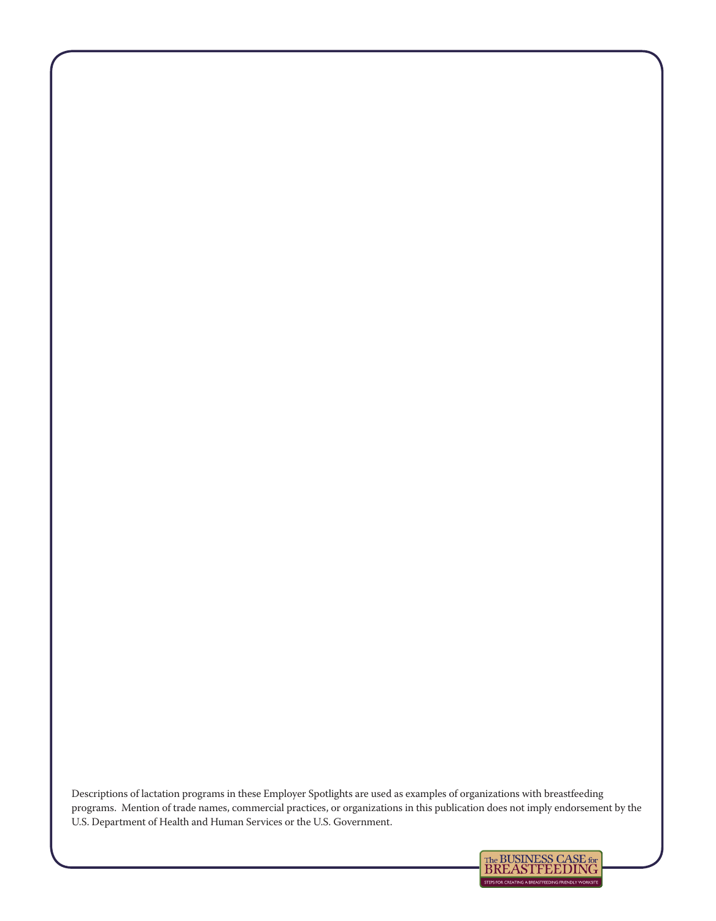Descriptions of lactation programs in these Employer Spotlights are used as examples of organizations with breastfeeding programs. Mention of trade names, commercial practices, or organizations in this publication does not imply endorsement by the U.S. Department of Health and Human Services or the U.S. Government.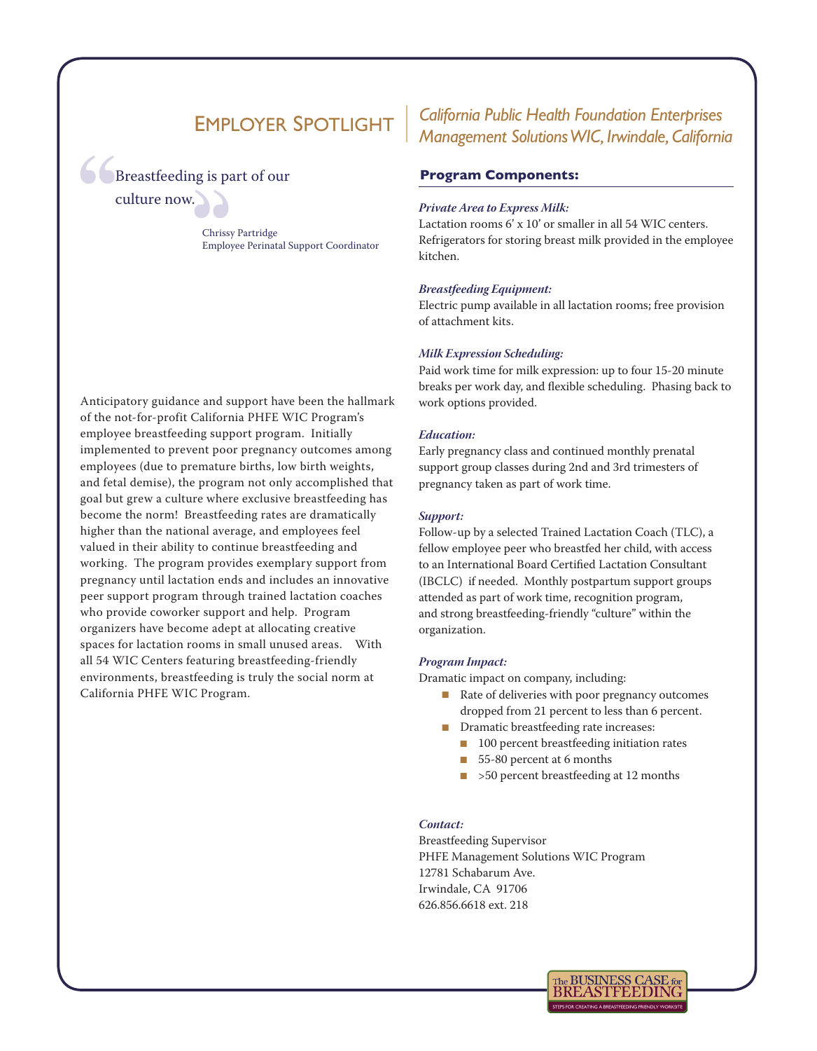# Employer Spotlight

## *California Public Health Foundation Enterprises Management Solutions WIC, Irwindale, California*

> "Breastfeeding is part of our culture now."
>
> Chrissy Partridge
> Employee Perinatal Support Coordinator

Anticipatory guidance and support have been the hallmark of the not-for-profit California PHFE WIC Program's employee breastfeeding support program. Initially implemented to prevent poor pregnancy outcomes among employees (due to premature births, low birth weights, and fetal demise), the program not only accomplished that goal but grew a culture where exclusive breastfeeding has become the norm! Breastfeeding rates are dramatically higher than the national average, and employees feel valued in their ability to continue breastfeeding and working. The program provides exemplary support from pregnancy until lactation ends and includes an innovative peer support program through trained lactation coaches who provide coworker support and help. Program organizers have become adept at allocating creative spaces for lactation rooms in small unused areas. With all 54 WIC Centers featuring breastfeeding-friendly environments, breastfeeding is truly the social norm at California PHFE WIC Program.

### Program Components:

***Private Area to Express Milk:***
Lactation rooms 6' x 10' or smaller in all 54 WIC centers. Refrigerators for storing breast milk provided in the employee kitchen.

***Breastfeeding Equipment:***
Electric pump available in all lactation rooms; free provision of attachment kits.

***Milk Expression Scheduling:***
Paid work time for milk expression: up to four 15-20 minute breaks per work day, and flexible scheduling. Phasing back to work options provided.

***Education:***
Early pregnancy class and continued monthly prenatal support group classes during 2nd and 3rd trimesters of pregnancy taken as part of work time.

***Support:***
Follow-up by a selected Trained Lactation Coach (TLC), a fellow employee peer who breastfed her child, with access to an International Board Certified Lactation Consultant (IBCLC) if needed. Monthly postpartum support groups attended as part of work time, recognition program, and strong breastfeeding-friendly "culture" within the organization.

***Program Impact:***
Dramatic impact on company, including:

- Rate of deliveries with poor pregnancy outcomes dropped from 21 percent to less than 6 percent.
- Dramatic breastfeeding rate increases:
  - 100 percent breastfeeding initiation rates
  - 55-80 percent at 6 months
  - >50 percent breastfeeding at 12 months

***Contact:***
Breastfeeding Supervisor
PHFE Management Solutions WIC Program
12781 Schabarum Ave.
Irwindale, CA 91706
626.856.6618 ext. 218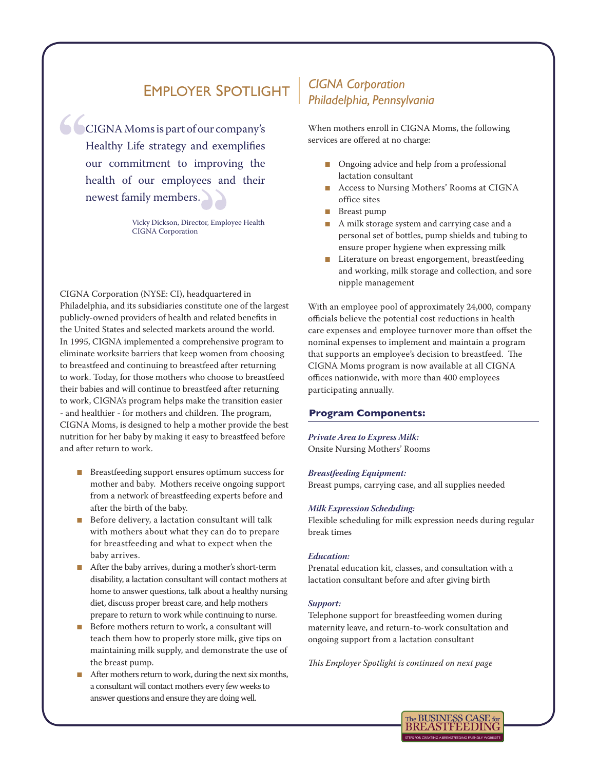## Employer Spotlight

*CIGNA Corporation*
*Philadelphia, Pennsylvania*

> "CIGNA Moms is part of our company's Healthy Life strategy and exemplifies our commitment to improving the health of our employees and their newest family members."
>
> Vicky Dickson, Director, Employee Health
> CIGNA Corporation

CIGNA Corporation (NYSE: CI), headquartered in Philadelphia, and its subsidiaries constitute one of the largest publicly-owned providers of health and related benefits in the United States and selected markets around the world. In 1995, CIGNA implemented a comprehensive program to eliminate worksite barriers that keep women from choosing to breastfeed and continuing to breastfeed after returning to work. Today, for those mothers who choose to breastfeed their babies and will continue to breastfeed after returning to work, CIGNA's program helps make the transition easier - and healthier - for mothers and children. The program, CIGNA Moms, is designed to help a mother provide the best nutrition for her baby by making it easy to breastfeed before and after return to work.

- Breastfeeding support ensures optimum success for mother and baby. Mothers receive ongoing support from a network of breastfeeding experts before and after the birth of the baby.
- Before delivery, a lactation consultant will talk with mothers about what they can do to prepare for breastfeeding and what to expect when the baby arrives.
- After the baby arrives, during a mother's short-term disability, a lactation consultant will contact mothers at home to answer questions, talk about a healthy nursing diet, discuss proper breast care, and help mothers prepare to return to work while continuing to nurse.
- Before mothers return to work, a consultant will teach them how to properly store milk, give tips on maintaining milk supply, and demonstrate the use of the breast pump.
- After mothers return to work, during the next six months, a consultant will contact mothers every few weeks to answer questions and ensure they are doing well.

When mothers enroll in CIGNA Moms, the following services are offered at no charge:

- Ongoing advice and help from a professional lactation consultant
- Access to Nursing Mothers' Rooms at CIGNA office sites
- Breast pump
- A milk storage system and carrying case and a personal set of bottles, pump shields and tubing to ensure proper hygiene when expressing milk
- Literature on breast engorgement, breastfeeding and working, milk storage and collection, and sore nipple management

With an employee pool of approximately 24,000, company officials believe the potential cost reductions in health care expenses and employee turnover more than offset the nominal expenses to implement and maintain a program that supports an employee's decision to breastfeed. The CIGNA Moms program is now available at all CIGNA offices nationwide, with more than 400 employees participating annually.

### Program Components:

***Private Area to Express Milk:***
Onsite Nursing Mothers' Rooms

***Breastfeeding Equipment:***
Breast pumps, carrying case, and all supplies needed

***Milk Expression Scheduling:***
Flexible scheduling for milk expression needs during regular break times

***Education:***
Prenatal education kit, classes, and consultation with a lactation consultant before and after giving birth

***Support:***
Telephone support for breastfeeding women during maternity leave, and return-to-work consultation and ongoing support from a lactation consultant

*This Employer Spotlight is continued on next page*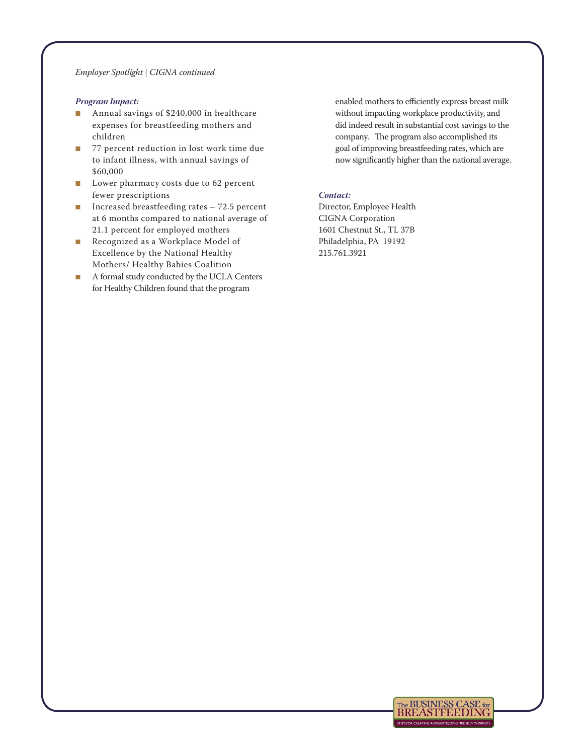*Employer Spotlight | CIGNA continued*

***Program Impact:***

- Annual savings of $240,000 in healthcare expenses for breastfeeding mothers and children
- 77 percent reduction in lost work time due to infant illness, with annual savings of $60,000
- Lower pharmacy costs due to 62 percent fewer prescriptions
- Increased breastfeeding rates – 72.5 percent at 6 months compared to national average of 21.1 percent for employed mothers
- Recognized as a Workplace Model of Excellence by the National Healthy Mothers/ Healthy Babies Coalition
- A formal study conducted by the UCLA Centers for Healthy Children found that the program enabled mothers to efficiently express breast milk without impacting workplace productivity, and did indeed result in substantial cost savings to the company. The program also accomplished its goal of improving breastfeeding rates, which are now significantly higher than the national average.

***Contact:***

Director, Employee Health
CIGNA Corporation
1601 Chestnut St., TL 37B
Philadelphia, PA 19192
215.761.3921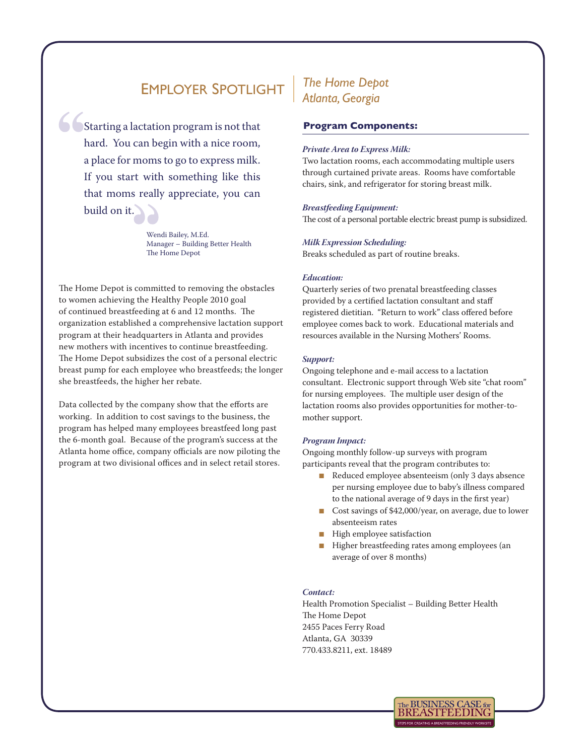# Employer Spotlight | *The Home Depot Atlanta, Georgia*

> "Starting a lactation program is not that hard. You can begin with a nice room, a place for moms to go to express milk. If you start with something like this that moms really appreciate, you can build on it."
>
> Wendi Bailey, M.Ed.
> Manager – Building Better Health
> The Home Depot

The Home Depot is committed to removing the obstacles to women achieving the Healthy People 2010 goal of continued breastfeeding at 6 and 12 months. The organization established a comprehensive lactation support program at their headquarters in Atlanta and provides new mothers with incentives to continue breastfeeding. The Home Depot subsidizes the cost of a personal electric breast pump for each employee who breastfeeds; the longer she breastfeeds, the higher her rebate.

Data collected by the company show that the efforts are working. In addition to cost savings to the business, the program has helped many employees breastfeed long past the 6-month goal. Because of the program's success at the Atlanta home office, company officials are now piloting the program at two divisional offices and in select retail stores.

## Program Components:

***Private Area to Express Milk:***
Two lactation rooms, each accommodating multiple users through curtained private areas. Rooms have comfortable chairs, sink, and refrigerator for storing breast milk.

***Breastfeeding Equipment:***
The cost of a personal portable electric breast pump is subsidized.

***Milk Expression Scheduling:***
Breaks scheduled as part of routine breaks.

***Education:***
Quarterly series of two prenatal breastfeeding classes provided by a certified lactation consultant and staff registered dietitian. "Return to work" class offered before employee comes back to work. Educational materials and resources available in the Nursing Mothers' Rooms.

***Support:***
Ongoing telephone and e-mail access to a lactation consultant. Electronic support through Web site "chat room" for nursing employees. The multiple user design of the lactation rooms also provides opportunities for mother-to-mother support.

***Program Impact:***
Ongoing monthly follow-up surveys with program participants reveal that the program contributes to:

- Reduced employee absenteeism (only 3 days absence per nursing employee due to baby's illness compared to the national average of 9 days in the first year)
- Cost savings of $42,000/year, on average, due to lower absenteeism rates
- High employee satisfaction
- Higher breastfeeding rates among employees (an average of over 8 months)

***Contact:***
Health Promotion Specialist – Building Better Health
The Home Depot
2455 Paces Ferry Road
Atlanta, GA 30339
770.433.8211, ext. 18489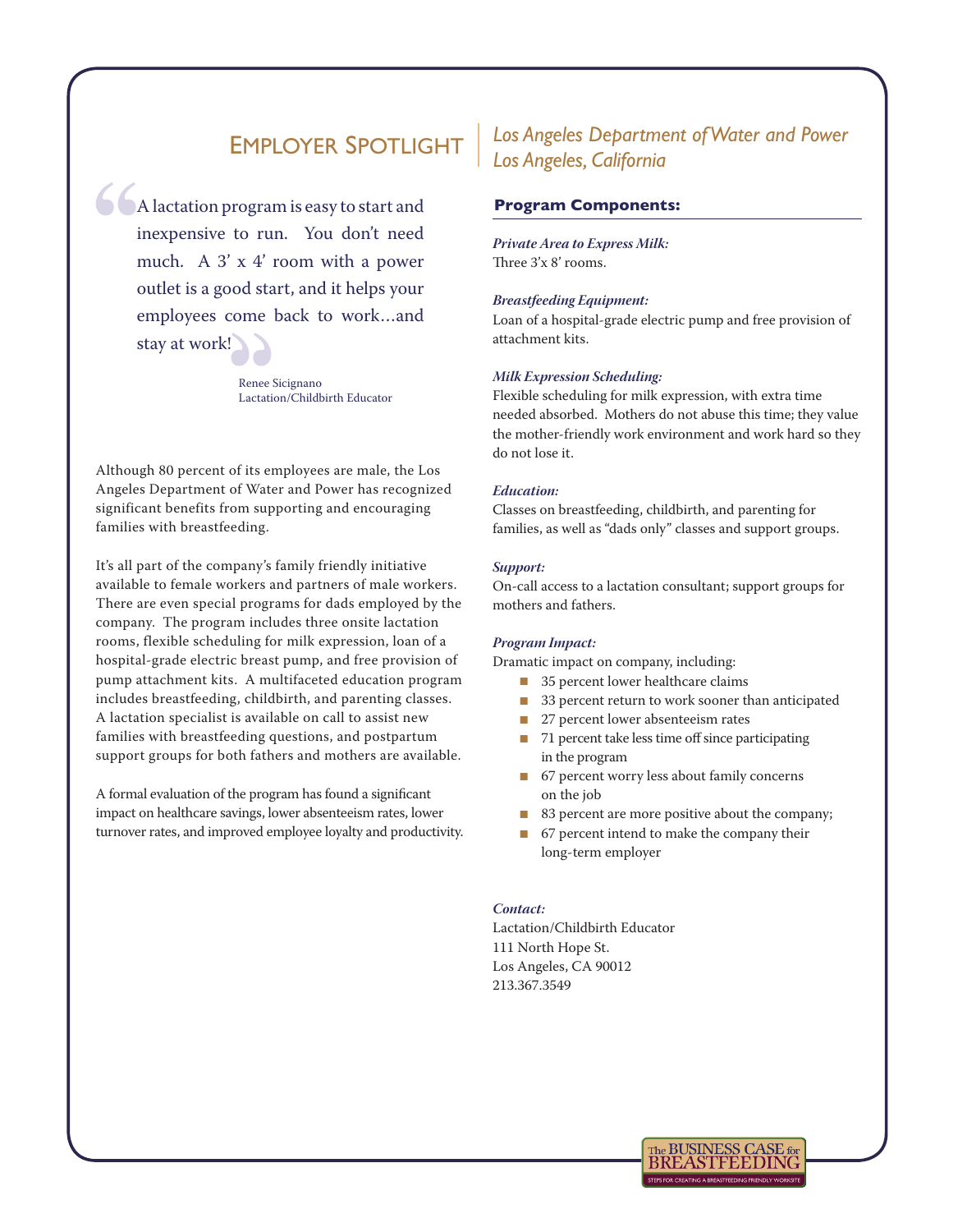## Employer Spotlight

*Los Angeles Department of Water and Power*
*Los Angeles, California*

> "A lactation program is easy to start and inexpensive to run. You don't need much. A 3' x 4' room with a power outlet is a good start, and it helps your employees come back to work…and stay at work!"
>
> Renee Sicignano
> Lactation/Childbirth Educator

Although 80 percent of its employees are male, the Los Angeles Department of Water and Power has recognized significant benefits from supporting and encouraging families with breastfeeding.

It's all part of the company's family friendly initiative available to female workers and partners of male workers. There are even special programs for dads employed by the company. The program includes three onsite lactation rooms, flexible scheduling for milk expression, loan of a hospital-grade electric breast pump, and free provision of pump attachment kits. A multifaceted education program includes breastfeeding, childbirth, and parenting classes. A lactation specialist is available on call to assist new families with breastfeeding questions, and postpartum support groups for both fathers and mothers are available.

A formal evaluation of the program has found a significant impact on healthcare savings, lower absenteeism rates, lower turnover rates, and improved employee loyalty and productivity.

### Program Components:

***Private Area to Express Milk:***
Three 3'x 8' rooms.

***Breastfeeding Equipment:***
Loan of a hospital-grade electric pump and free provision of attachment kits.

***Milk Expression Scheduling:***
Flexible scheduling for milk expression, with extra time needed absorbed. Mothers do not abuse this time; they value the mother-friendly work environment and work hard so they do not lose it.

***Education:***
Classes on breastfeeding, childbirth, and parenting for families, as well as "dads only" classes and support groups.

***Support:***
On-call access to a lactation consultant; support groups for mothers and fathers.

***Program Impact:***
Dramatic impact on company, including:

- 35 percent lower healthcare claims
- 33 percent return to work sooner than anticipated
- 27 percent lower absenteeism rates
- 71 percent take less time off since participating in the program
- 67 percent worry less about family concerns on the job
- 83 percent are more positive about the company;
- 67 percent intend to make the company their long-term employer

***Contact:***
Lactation/Childbirth Educator
111 North Hope St.
Los Angeles, CA 90012
213.367.3549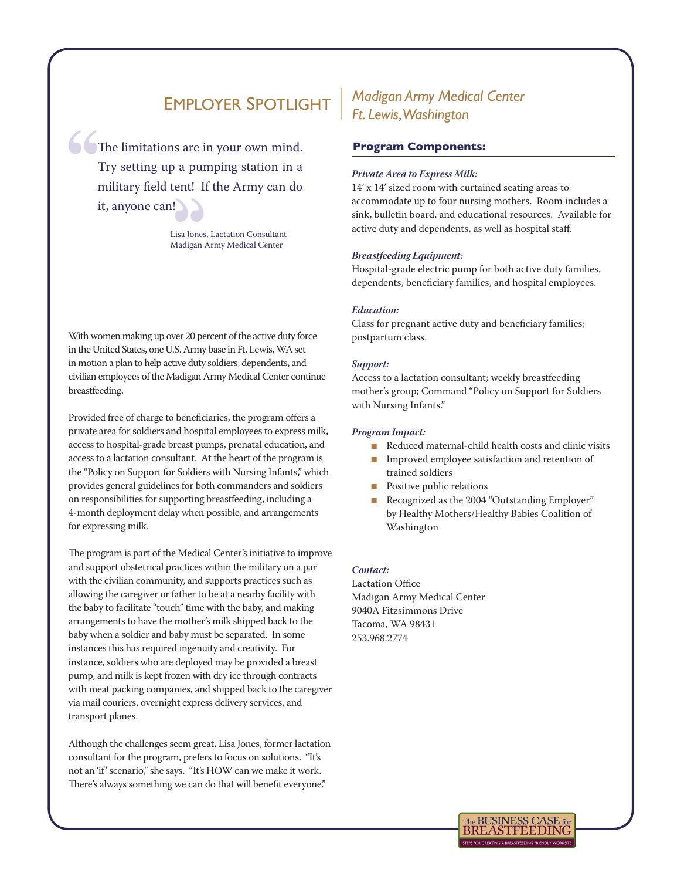# Employer Spotlight

## *Madigan Army Medical Center*
## *Ft. Lewis, Washington*

> "The limitations are in your own mind. Try setting up a pumping station in a military field tent! If the Army can do it, anyone can!"
>
> Lisa Jones, Lactation Consultant
> Madigan Army Medical Center

With women making up over 20 percent of the active duty force in the United States, one U.S. Army base in Ft. Lewis, WA set in motion a plan to help active duty soldiers, dependents, and civilian employees of the Madigan Army Medical Center continue breastfeeding.

Provided free of charge to beneficiaries, the program offers a private area for soldiers and hospital employees to express milk, access to hospital-grade breast pumps, prenatal education, and access to a lactation consultant. At the heart of the program is the "Policy on Support for Soldiers with Nursing Infants," which provides general guidelines for both commanders and soldiers on responsibilities for supporting breastfeeding, including a 4-month deployment delay when possible, and arrangements for expressing milk.

The program is part of the Medical Center's initiative to improve and support obstetrical practices within the military on a par with the civilian community, and supports practices such as allowing the caregiver or father to be at a nearby facility with the baby to facilitate "touch" time with the baby, and making arrangements to have the mother's milk shipped back to the baby when a soldier and baby must be separated. In some instances this has required ingenuity and creativity. For instance, soldiers who are deployed may be provided a breast pump, and milk is kept frozen with dry ice through contracts with meat packing companies, and shipped back to the caregiver via mail couriers, overnight express delivery services, and transport planes.

Although the challenges seem great, Lisa Jones, former lactation consultant for the program, prefers to focus on solutions. "It's not an 'if' scenario," she says. "It's HOW can we make it work. There's always something we can do that will benefit everyone."

### Program Components:

***Private Area to Express Milk:***
14' x 14' sized room with curtained seating areas to accommodate up to four nursing mothers. Room includes a sink, bulletin board, and educational resources. Available for active duty and dependents, as well as hospital staff.

***Breastfeeding Equipment:***
Hospital-grade electric pump for both active duty families, dependents, beneficiary families, and hospital employees.

***Education:***
Class for pregnant active duty and beneficiary families; postpartum class.

***Support:***
Access to a lactation consultant; weekly breastfeeding mother's group; Command "Policy on Support for Soldiers with Nursing Infants."

***Program Impact:***
- Reduced maternal-child health costs and clinic visits
- Improved employee satisfaction and retention of trained soldiers
- Positive public relations
- Recognized as the 2004 "Outstanding Employer" by Healthy Mothers/Healthy Babies Coalition of Washington

***Contact:***
Lactation Office
Madigan Army Medical Center
9040A Fitzsimmons Drive
Tacoma, WA 98431
253.968.2774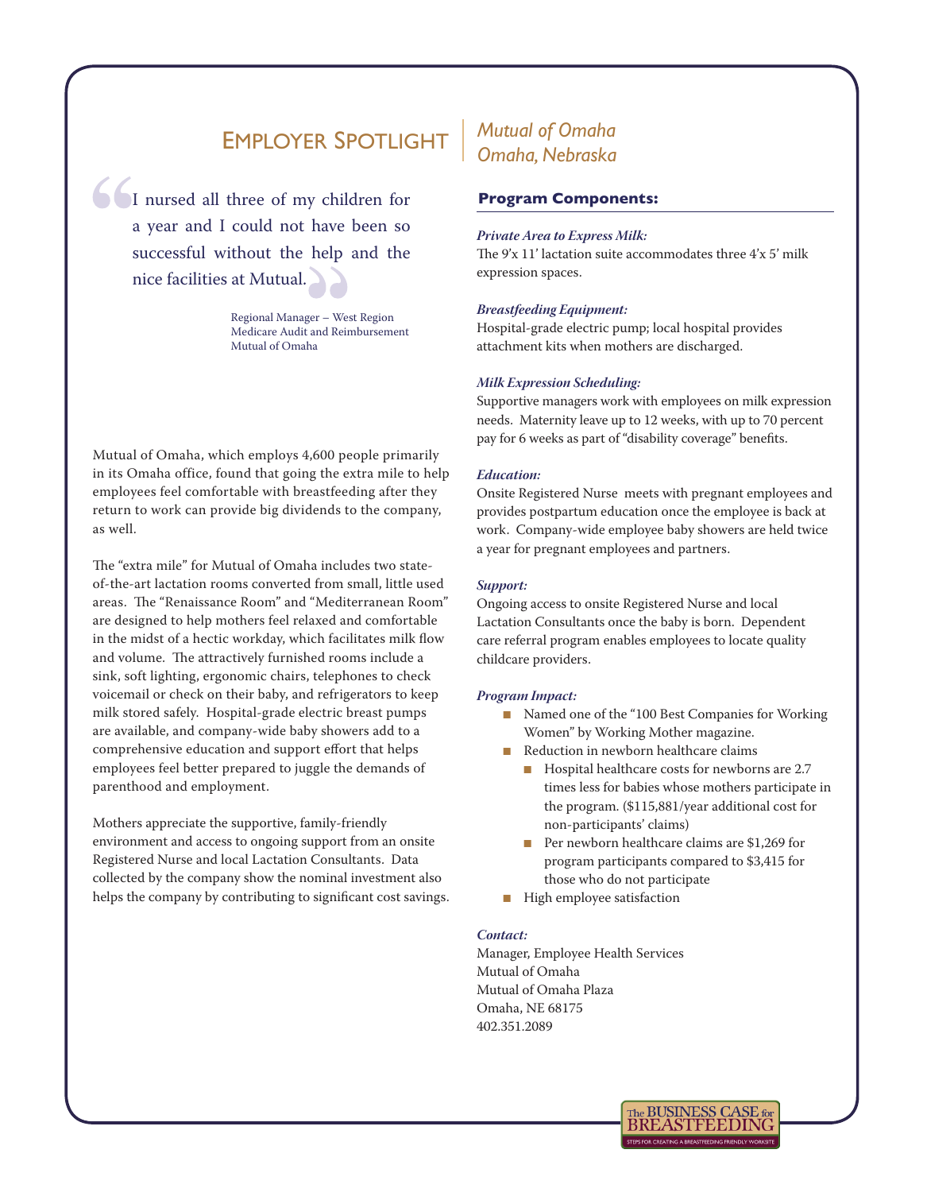# Employer Spotlight

## *Mutual of Omaha*
## *Omaha, Nebraska*

> "I nursed all three of my children for a year and I could not have been so successful without the help and the nice facilities at Mutual."
>
> Regional Manager – West Region
> Medicare Audit and Reimbursement
> Mutual of Omaha

Mutual of Omaha, which employs 4,600 people primarily in its Omaha office, found that going the extra mile to help employees feel comfortable with breastfeeding after they return to work can provide big dividends to the company, as well.

The "extra mile" for Mutual of Omaha includes two state-of-the-art lactation rooms converted from small, little used areas. The "Renaissance Room" and "Mediterranean Room" are designed to help mothers feel relaxed and comfortable in the midst of a hectic workday, which facilitates milk flow and volume. The attractively furnished rooms include a sink, soft lighting, ergonomic chairs, telephones to check voicemail or check on their baby, and refrigerators to keep milk stored safely. Hospital-grade electric breast pumps are available, and company-wide baby showers add to a comprehensive education and support effort that helps employees feel better prepared to juggle the demands of parenthood and employment.

Mothers appreciate the supportive, family-friendly environment and access to ongoing support from an onsite Registered Nurse and local Lactation Consultants. Data collected by the company show the nominal investment also helps the company by contributing to significant cost savings.

### Program Components:

***Private Area to Express Milk:***
The 9'x 11' lactation suite accommodates three 4'x 5' milk expression spaces.

***Breastfeeding Equipment:***
Hospital-grade electric pump; local hospital provides attachment kits when mothers are discharged.

***Milk Expression Scheduling:***
Supportive managers work with employees on milk expression needs. Maternity leave up to 12 weeks, with up to 70 percent pay for 6 weeks as part of "disability coverage" benefits.

***Education:***
Onsite Registered Nurse meets with pregnant employees and provides postpartum education once the employee is back at work. Company-wide employee baby showers are held twice a year for pregnant employees and partners.

***Support:***
Ongoing access to onsite Registered Nurse and local Lactation Consultants once the baby is born. Dependent care referral program enables employees to locate quality childcare providers.

***Program Impact:***

- Named one of the "100 Best Companies for Working Women" by Working Mother magazine.
- Reduction in newborn healthcare claims
  - Hospital healthcare costs for newborns are 2.7 times less for babies whose mothers participate in the program. ($115,881/year additional cost for non-participants' claims)
  - Per newborn healthcare claims are $1,269 for program participants compared to $3,415 for those who do not participate
- High employee satisfaction

***Contact:***
Manager, Employee Health Services
Mutual of Omaha
Mutual of Omaha Plaza
Omaha, NE 68175
402.351.2089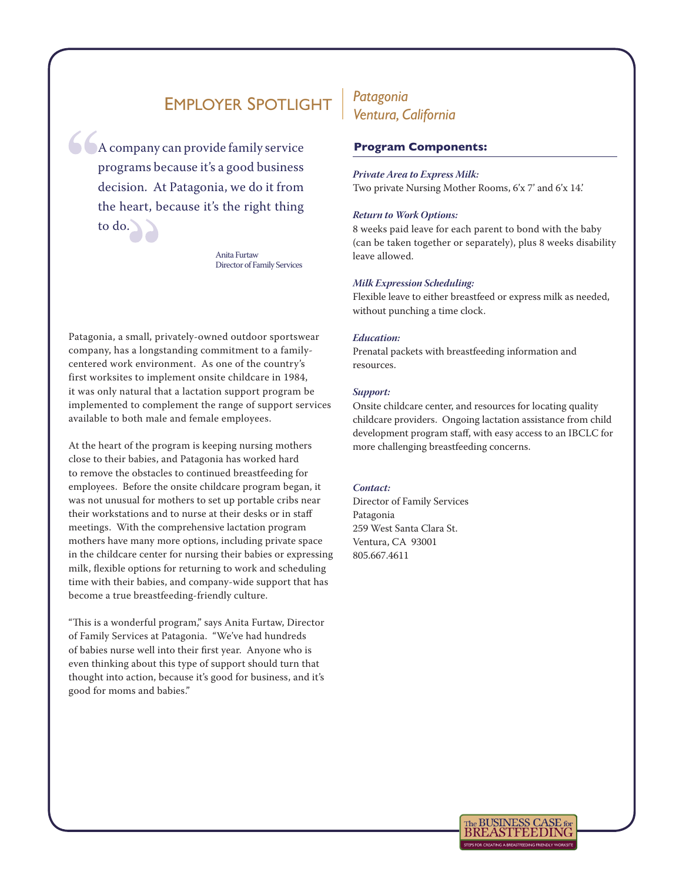# Employer Spotlight

## *Patagonia*
## *Ventura, California*

> "A company can provide family service programs because it's a good business decision. At Patagonia, we do it from the heart, because it's the right thing to do."
>
> Anita Furtaw
> Director of Family Services

Patagonia, a small, privately-owned outdoor sportswear company, has a longstanding commitment to a family-centered work environment. As one of the country's first worksites to implement onsite childcare in 1984, it was only natural that a lactation support program be implemented to complement the range of support services available to both male and female employees.

At the heart of the program is keeping nursing mothers close to their babies, and Patagonia has worked hard to remove the obstacles to continued breastfeeding for employees. Before the onsite childcare program began, it was not unusual for mothers to set up portable cribs near their workstations and to nurse at their desks or in staff meetings. With the comprehensive lactation program mothers have many more options, including private space in the childcare center for nursing their babies or expressing milk, flexible options for returning to work and scheduling time with their babies, and company-wide support that has become a true breastfeeding-friendly culture.

"This is a wonderful program," says Anita Furtaw, Director of Family Services at Patagonia. "We've had hundreds of babies nurse well into their first year. Anyone who is even thinking about this type of support should turn that thought into action, because it's good for business, and it's good for moms and babies."

### Program Components:

***Private Area to Express Milk:***
Two private Nursing Mother Rooms, 6'x 7' and 6'x 14'.

***Return to Work Options:***
8 weeks paid leave for each parent to bond with the baby (can be taken together or separately), plus 8 weeks disability leave allowed.

***Milk Expression Scheduling:***
Flexible leave to either breastfeed or express milk as needed, without punching a time clock.

***Education:***
Prenatal packets with breastfeeding information and resources.

***Support:***
Onsite childcare center, and resources for locating quality childcare providers. Ongoing lactation assistance from child development program staff, with easy access to an IBCLC for more challenging breastfeeding concerns.

***Contact:***
Director of Family Services
Patagonia
259 West Santa Clara St.
Ventura, CA 93001
805.667.4611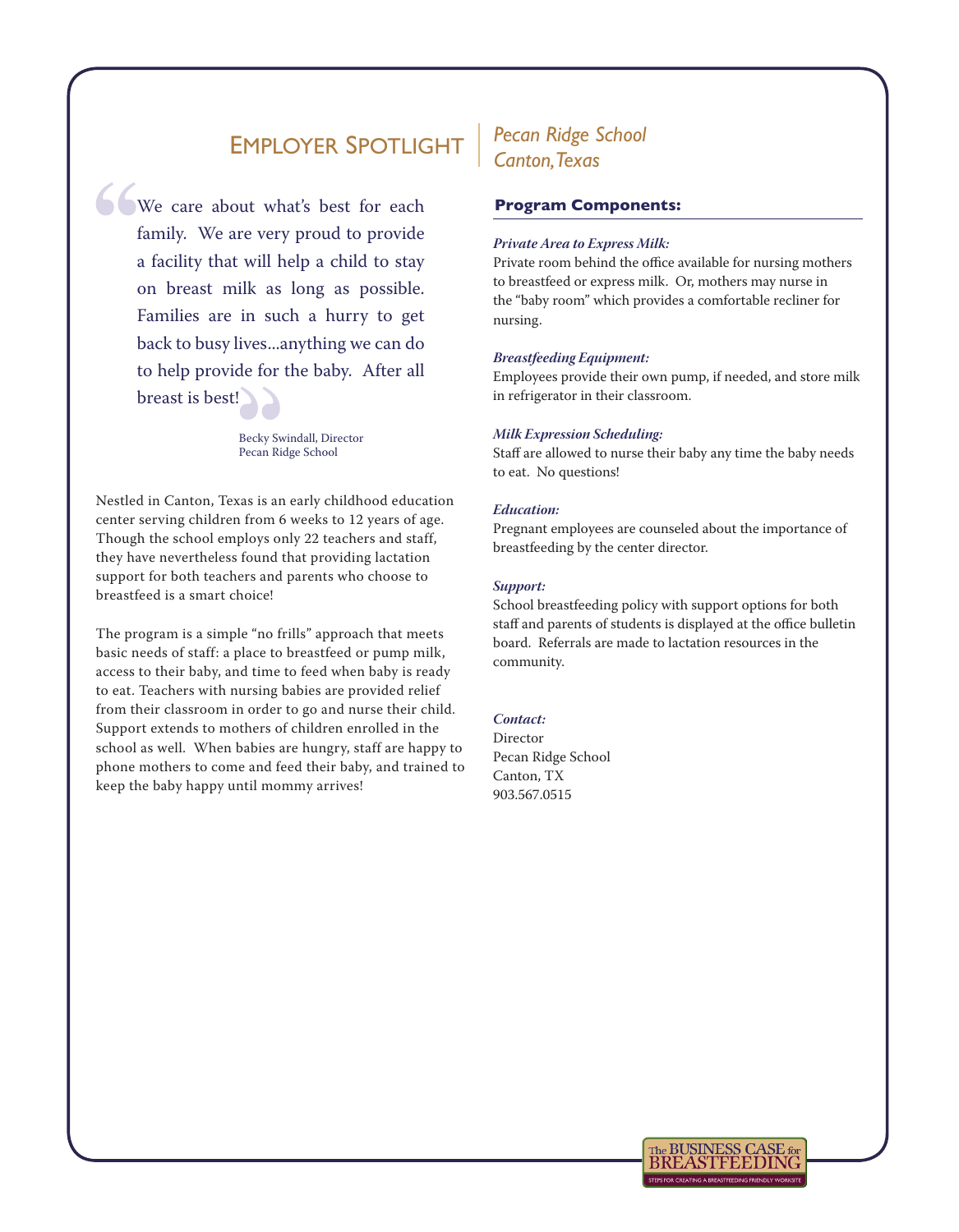# Employer Spotlight

## *Pecan Ridge School*
## *Canton, Texas*

> "We care about what's best for each family. We are very proud to provide a facility that will help a child to stay on breast milk as long as possible. Families are in such a hurry to get back to busy lives...anything we can do to help provide for the baby. After all breast is best!"
>
> Becky Swindall, Director
> Pecan Ridge School

Nestled in Canton, Texas is an early childhood education center serving children from 6 weeks to 12 years of age. Though the school employs only 22 teachers and staff, they have nevertheless found that providing lactation support for both teachers and parents who choose to breastfeed is a smart choice!

The program is a simple "no frills" approach that meets basic needs of staff: a place to breastfeed or pump milk, access to their baby, and time to feed when baby is ready to eat. Teachers with nursing babies are provided relief from their classroom in order to go and nurse their child. Support extends to mothers of children enrolled in the school as well. When babies are hungry, staff are happy to phone mothers to come and feed their baby, and trained to keep the baby happy until mommy arrives!

### Program Components:

***Private Area to Express Milk:***
Private room behind the office available for nursing mothers to breastfeed or express milk. Or, mothers may nurse in the "baby room" which provides a comfortable recliner for nursing.

***Breastfeeding Equipment:***
Employees provide their own pump, if needed, and store milk in refrigerator in their classroom.

***Milk Expression Scheduling:***
Staff are allowed to nurse their baby any time the baby needs to eat. No questions!

***Education:***
Pregnant employees are counseled about the importance of breastfeeding by the center director.

***Support:***
School breastfeeding policy with support options for both staff and parents of students is displayed at the office bulletin board. Referrals are made to lactation resources in the community.

***Contact:***
Director
Pecan Ridge School
Canton, TX
903.567.0515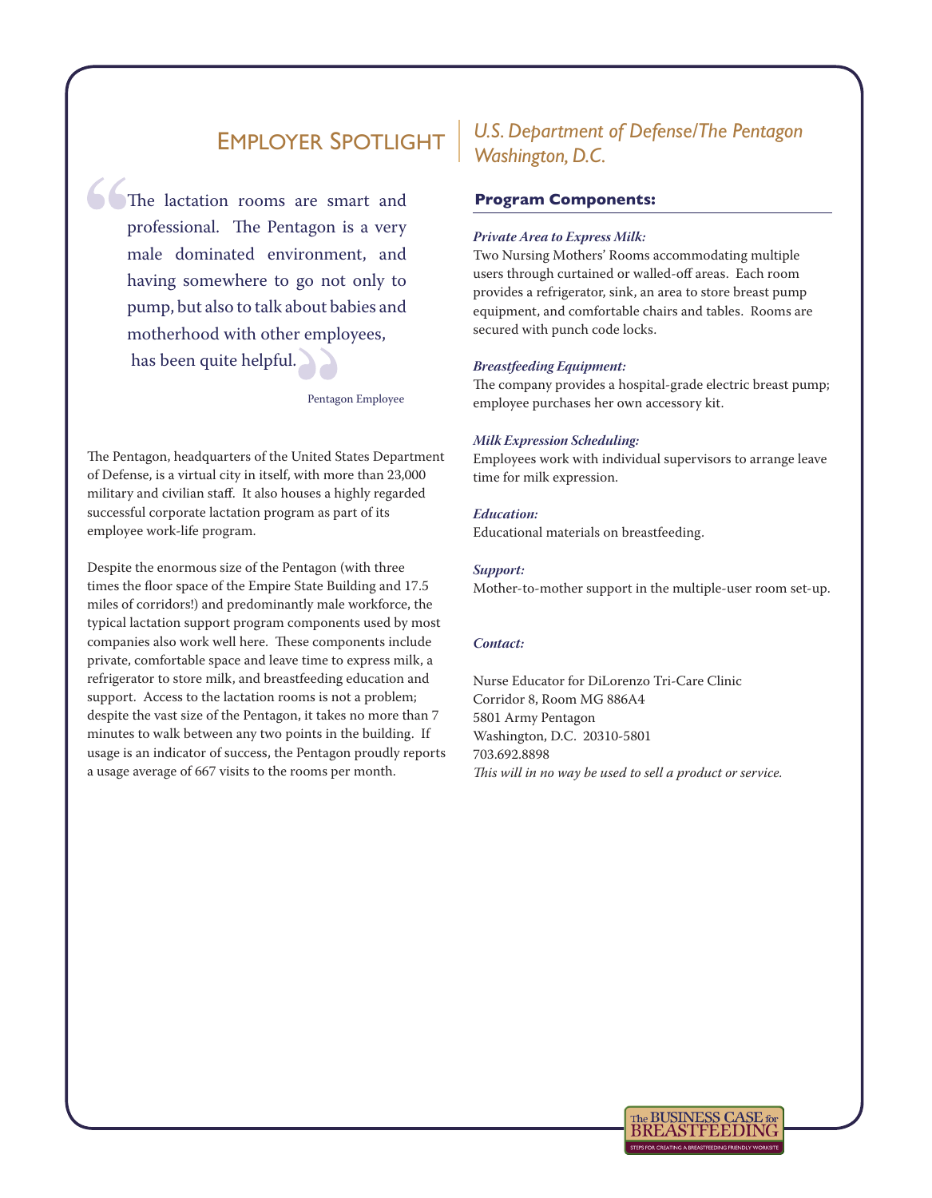# Employer Spotlight

## U.S. Department of Defense/The Pentagon Washington, D.C.

> The lactation rooms are smart and professional. The Pentagon is a very male dominated environment, and having somewhere to go not only to pump, but also to talk about babies and motherhood with other employees, has been quite helpful.
>
> Pentagon Employee

The Pentagon, headquarters of the United States Department of Defense, is a virtual city in itself, with more than 23,000 military and civilian staff. It also houses a highly regarded successful corporate lactation program as part of its employee work-life program.

Despite the enormous size of the Pentagon (with three times the floor space of the Empire State Building and 17.5 miles of corridors!) and predominantly male workforce, the typical lactation support program components used by most companies also work well here. These components include private, comfortable space and leave time to express milk, a refrigerator to store milk, and breastfeeding education and support. Access to the lactation rooms is not a problem; despite the vast size of the Pentagon, it takes no more than 7 minutes to walk between any two points in the building. If usage is an indicator of success, the Pentagon proudly reports a usage average of 667 visits to the rooms per month.

### Program Components:

*Private Area to Express Milk:*
Two Nursing Mothers' Rooms accommodating multiple users through curtained or walled-off areas. Each room provides a refrigerator, sink, an area to store breast pump equipment, and comfortable chairs and tables. Rooms are secured with punch code locks.

*Breastfeeding Equipment:*
The company provides a hospital-grade electric breast pump; employee purchases her own accessory kit.

*Milk Expression Scheduling:*
Employees work with individual supervisors to arrange leave time for milk expression.

*Education:*
Educational materials on breastfeeding.

*Support:*
Mother-to-mother support in the multiple-user room set-up.

*Contact:*

Nurse Educator for DiLorenzo Tri-Care Clinic
Corridor 8, Room MG 886A4
5801 Army Pentagon
Washington, D.C. 20310-5801
703.692.8898
*This will in no way be used to sell a product or service.*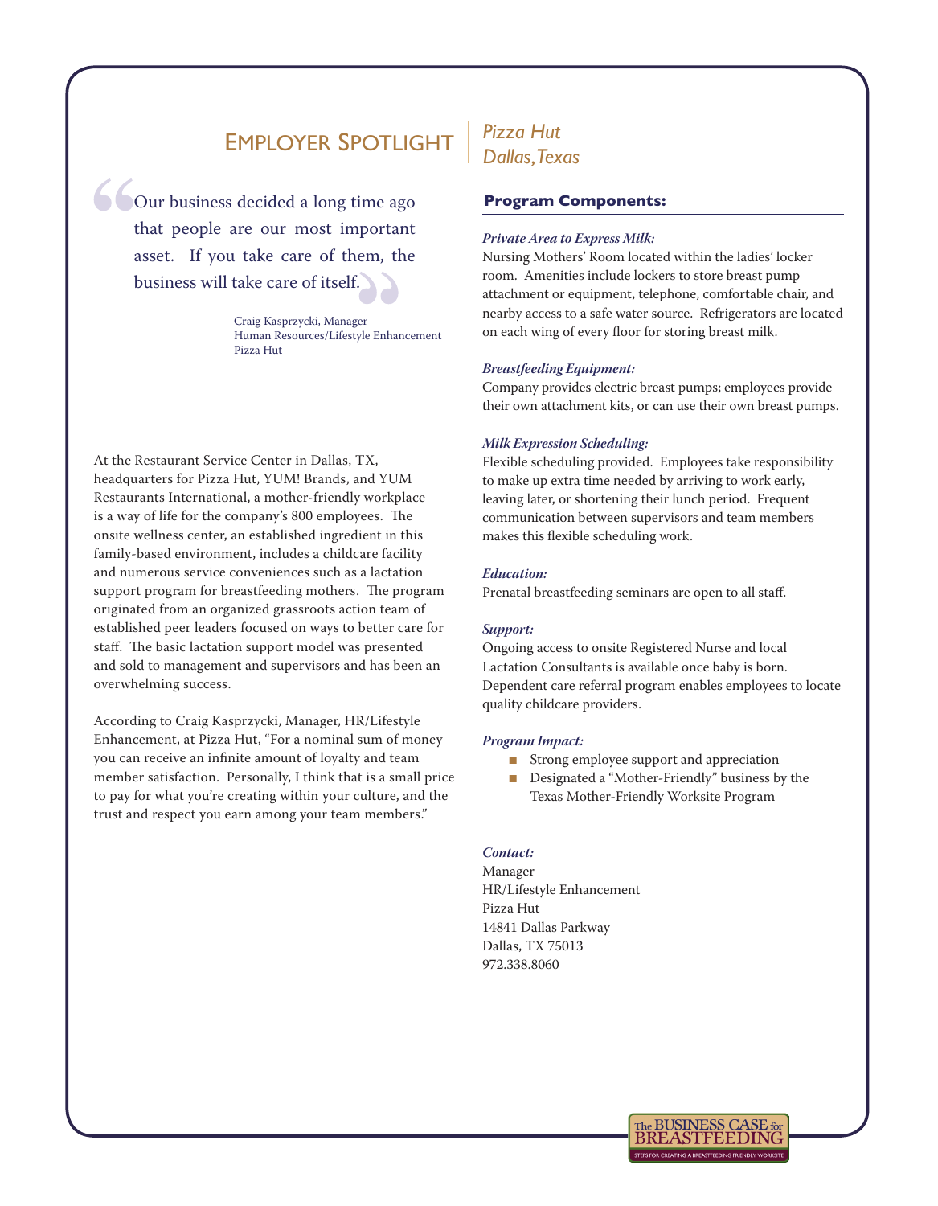# Employer Spotlight

## *Pizza Hut*
## *Dallas, Texas*

> "Our business decided a long time ago that people are our most important asset. If you take care of them, the business will take care of itself."
>
> Craig Kasprzycki, Manager
> Human Resources/Lifestyle Enhancement
> Pizza Hut

At the Restaurant Service Center in Dallas, TX, headquarters for Pizza Hut, YUM! Brands, and YUM Restaurants International, a mother-friendly workplace is a way of life for the company's 800 employees. The onsite wellness center, an established ingredient in this family-based environment, includes a childcare facility and numerous service conveniences such as a lactation support program for breastfeeding mothers. The program originated from an organized grassroots action team of established peer leaders focused on ways to better care for staff. The basic lactation support model was presented and sold to management and supervisors and has been an overwhelming success.

According to Craig Kasprzycki, Manager, HR/Lifestyle Enhancement, at Pizza Hut, "For a nominal sum of money you can receive an infinite amount of loyalty and team member satisfaction. Personally, I think that is a small price to pay for what you're creating within your culture, and the trust and respect you earn among your team members."

### Program Components:

***Private Area to Express Milk:***
Nursing Mothers' Room located within the ladies' locker room. Amenities include lockers to store breast pump attachment or equipment, telephone, comfortable chair, and nearby access to a safe water source. Refrigerators are located on each wing of every floor for storing breast milk.

***Breastfeeding Equipment:***
Company provides electric breast pumps; employees provide their own attachment kits, or can use their own breast pumps.

***Milk Expression Scheduling:***
Flexible scheduling provided. Employees take responsibility to make up extra time needed by arriving to work early, leaving later, or shortening their lunch period. Frequent communication between supervisors and team members makes this flexible scheduling work.

***Education:***
Prenatal breastfeeding seminars are open to all staff.

***Support:***
Ongoing access to onsite Registered Nurse and local Lactation Consultants is available once baby is born. Dependent care referral program enables employees to locate quality childcare providers.

***Program Impact:***

- Strong employee support and appreciation
- Designated a "Mother-Friendly" business by the Texas Mother-Friendly Worksite Program

***Contact:***
Manager
HR/Lifestyle Enhancement
Pizza Hut
14841 Dallas Parkway
Dallas, TX 75013
972.338.8060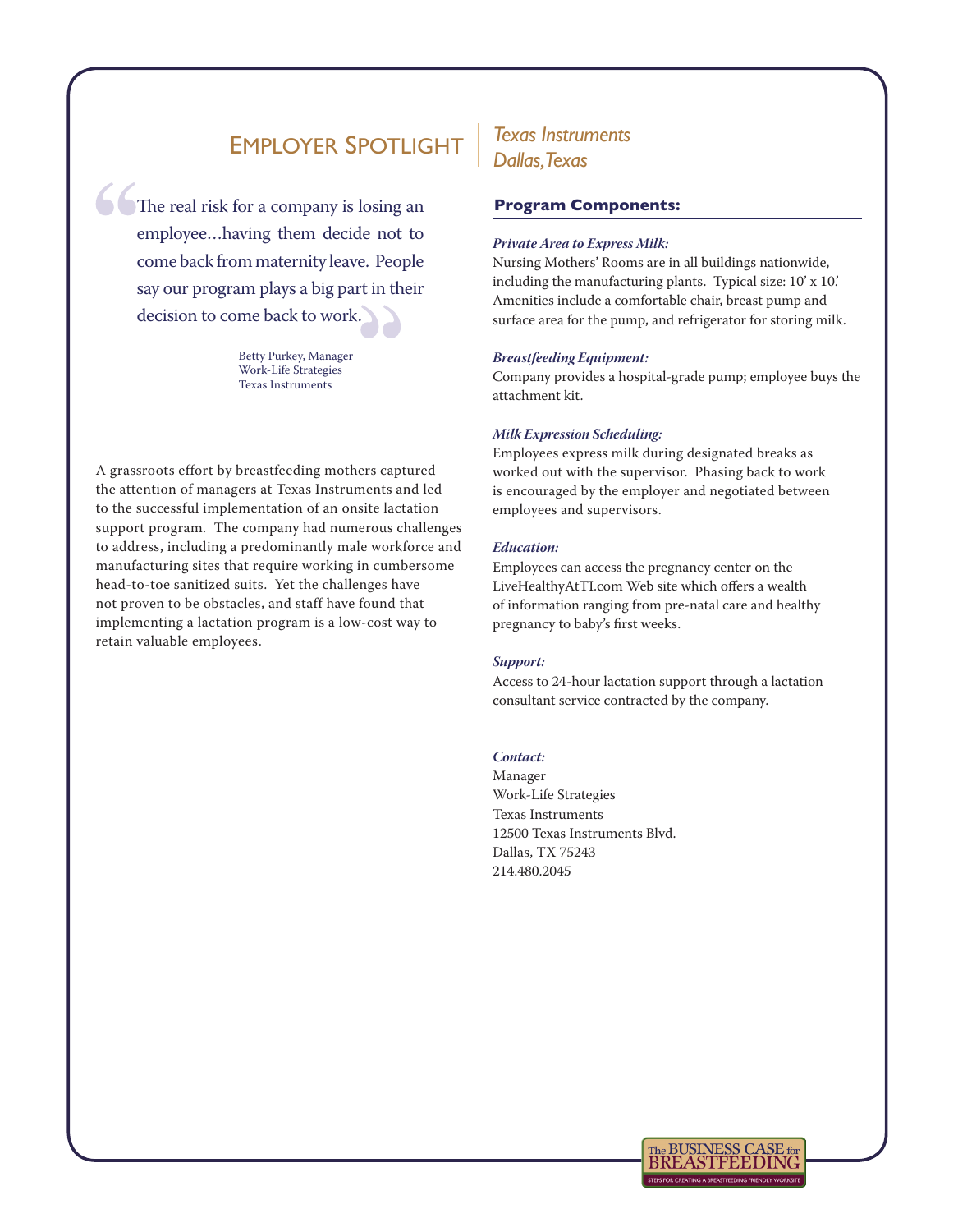# Employer Spotlight

*Texas Instruments*
*Dallas, Texas*

> "The real risk for a company is losing an employee…having them decide not to come back from maternity leave. People say our program plays a big part in their decision to come back to work."
>
> Betty Purkey, Manager
> Work-Life Strategies
> Texas Instruments

A grassroots effort by breastfeeding mothers captured the attention of managers at Texas Instruments and led to the successful implementation of an onsite lactation support program. The company had numerous challenges to address, including a predominantly male workforce and manufacturing sites that require working in cumbersome head-to-toe sanitized suits. Yet the challenges have not proven to be obstacles, and staff have found that implementing a lactation program is a low-cost way to retain valuable employees.

## Program Components:

***Private Area to Express Milk:***
Nursing Mothers' Rooms are in all buildings nationwide, including the manufacturing plants. Typical size: 10' x 10.' Amenities include a comfortable chair, breast pump and surface area for the pump, and refrigerator for storing milk.

***Breastfeeding Equipment:***
Company provides a hospital-grade pump; employee buys the attachment kit.

***Milk Expression Scheduling:***
Employees express milk during designated breaks as worked out with the supervisor. Phasing back to work is encouraged by the employer and negotiated between employees and supervisors.

***Education:***
Employees can access the pregnancy center on the LiveHealthyAtTI.com Web site which offers a wealth of information ranging from pre-natal care and healthy pregnancy to baby's first weeks.

***Support:***
Access to 24-hour lactation support through a lactation consultant service contracted by the company.

***Contact:***
Manager
Work-Life Strategies
Texas Instruments
12500 Texas Instruments Blvd.
Dallas, TX 75243
214.480.2045